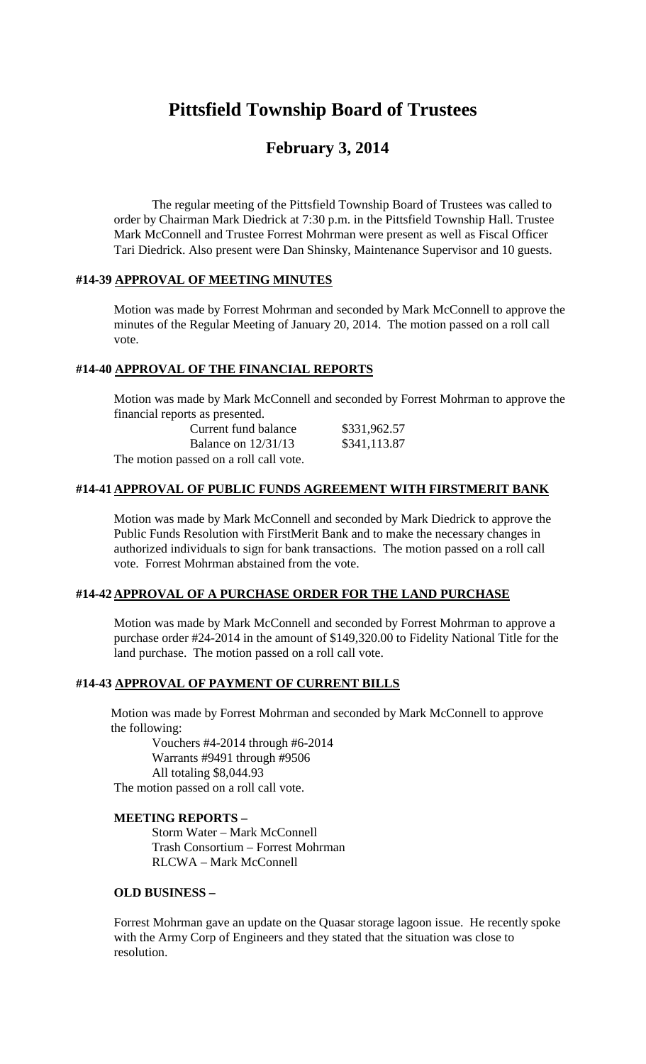# Pittsfield Township Board of Trustees

## February 3, 2014

The regular meeting of the Pittsfield Township Board of Trustees was called to order by Chairman Mark Diedrick at 7:30 p.m. in the Pittsfield Township Hall. Trustee Mark McConnell and Trustee Forrest Mohrman were present as well as Fiscal Officer Tari Diedrick. Also present were Dan Shinsky, Maintenance Supervisor and 10 guests.

### #14-39 APPROVAL OF MEETING MINUTES

Motion was made by Forrest Mohrman and seconded by Mark McConnell to approve the minutes of the Regular Meeting of January 20, 2014. The motion passed on a roll call vote.

### #14-40 APPROVAL OF THE FINANCIAL REPORTS

Motion was made by Mark McConnell and seconded by Forrest Mohrman to approve the financial reports as presented.

| | |
|---|---|
| Current fund balance | $331,962.57 |
| Balance on 12/31/13 | $341,113.87 |

The motion passed on a roll call vote.

### #14-41 APPROVAL OF PUBLIC FUNDS AGREEMENT WITH FIRSTMERIT BANK

Motion was made by Mark McConnell and seconded by Mark Diedrick to approve the Public Funds Resolution with FirstMerit Bank and to make the necessary changes in authorized individuals to sign for bank transactions. The motion passed on a roll call vote. Forrest Mohrman abstained from the vote.

### #14-42 APPROVAL OF A PURCHASE ORDER FOR THE LAND PURCHASE

Motion was made by Mark McConnell and seconded by Forrest Mohrman to approve a purchase order #24-2014 in the amount of $149,320.00 to Fidelity National Title for the land purchase. The motion passed on a roll call vote.

### #14-43 APPROVAL OF PAYMENT OF CURRENT BILLS

Motion was made by Forrest Mohrman and seconded by Mark McConnell to approve the following:

Vouchers #4-2014 through #6-2014
Warrants #9491 through #9506
All totaling $8,044.93

The motion passed on a roll call vote.

### MEETING REPORTS –

Storm Water – Mark McConnell
Trash Consortium – Forrest Mohrman
RLCWA – Mark McConnell

### OLD BUSINESS –

Forrest Mohrman gave an update on the Quasar storage lagoon issue. He recently spoke with the Army Corp of Engineers and they stated that the situation was close to resolution.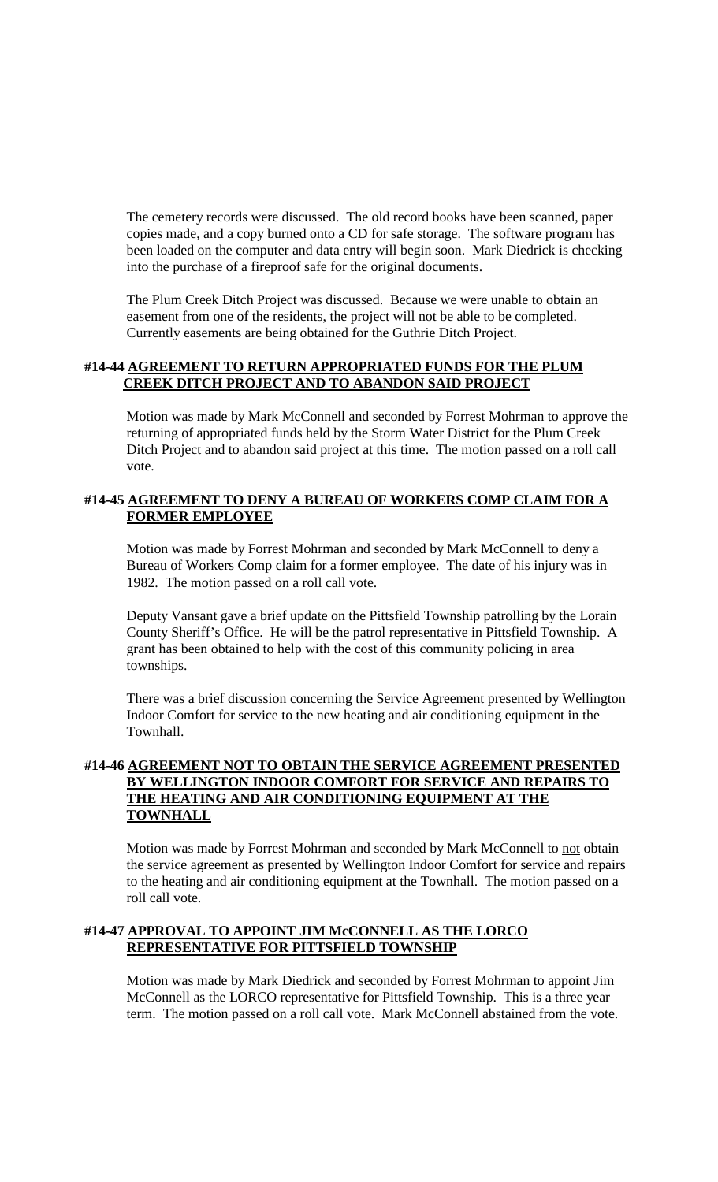The cemetery records were discussed. The old record books have been scanned, paper copies made, and a copy burned onto a CD for safe storage. The software program has been loaded on the computer and data entry will begin soon. Mark Diedrick is checking into the purchase of a fireproof safe for the original documents.

The Plum Creek Ditch Project was discussed. Because we were unable to obtain an easement from one of the residents, the project will not be able to be completed. Currently easements are being obtained for the Guthrie Ditch Project.

**#14-44 <u>AGREEMENT TO RETURN APPROPRIATED FUNDS FOR THE PLUM CREEK DITCH PROJECT AND TO ABANDON SAID PROJECT</u>**

Motion was made by Mark McConnell and seconded by Forrest Mohrman to approve the returning of appropriated funds held by the Storm Water District for the Plum Creek Ditch Project and to abandon said project at this time. The motion passed on a roll call vote.

**#14-45 <u>AGREEMENT TO DENY A BUREAU OF WORKERS COMP CLAIM FOR A FORMER EMPLOYEE</u>**

Motion was made by Forrest Mohrman and seconded by Mark McConnell to deny a Bureau of Workers Comp claim for a former employee. The date of his injury was in 1982. The motion passed on a roll call vote.

Deputy Vansant gave a brief update on the Pittsfield Township patrolling by the Lorain County Sheriff's Office. He will be the patrol representative in Pittsfield Township. A grant has been obtained to help with the cost of this community policing in area townships.

There was a brief discussion concerning the Service Agreement presented by Wellington Indoor Comfort for service to the new heating and air conditioning equipment in the Townhall.

**#14-46 <u>AGREEMENT NOT TO OBTAIN THE SERVICE AGREEMENT PRESENTED BY WELLINGTON INDOOR COMFORT FOR SERVICE AND REPAIRS TO THE HEATING AND AIR CONDITIONING EQUIPMENT AT THE TOWNHALL</u>**

Motion was made by Forrest Mohrman and seconded by Mark McConnell to <u>not</u> obtain the service agreement as presented by Wellington Indoor Comfort for service and repairs to the heating and air conditioning equipment at the Townhall. The motion passed on a roll call vote.

**#14-47 <u>APPROVAL TO APPOINT JIM McCONNELL AS THE LORCO REPRESENTATIVE FOR PITTSFIELD TOWNSHIP</u>**

Motion was made by Mark Diedrick and seconded by Forrest Mohrman to appoint Jim McConnell as the LORCO representative for Pittsfield Township. This is a three year term. The motion passed on a roll call vote. Mark McConnell abstained from the vote.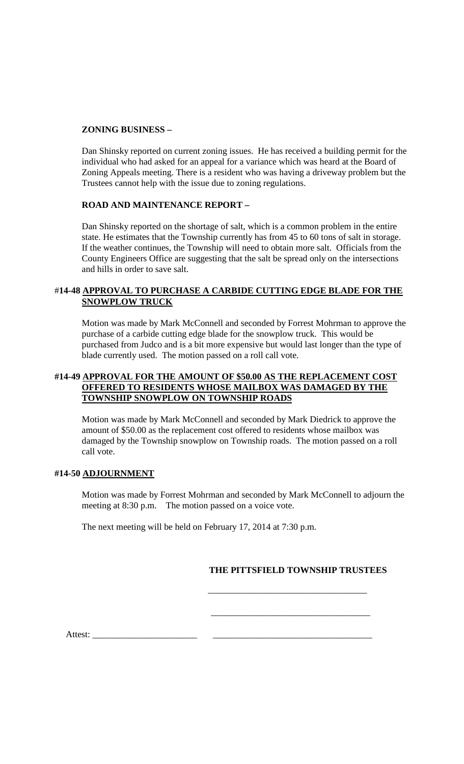**ZONING BUSINESS –**

Dan Shinsky reported on current zoning issues. He has received a building permit for the individual who had asked for an appeal for a variance which was heard at the Board of Zoning Appeals meeting. There is a resident who was having a driveway problem but the Trustees cannot help with the issue due to zoning regulations.

**ROAD AND MAINTENANCE REPORT –**

Dan Shinsky reported on the shortage of salt, which is a common problem in the entire state. He estimates that the Township currently has from 45 to 60 tons of salt in storage. If the weather continues, the Township will need to obtain more salt. Officials from the County Engineers Office are suggesting that the salt be spread only on the intersections and hills in order to save salt.

**#14-48 <u>APPROVAL TO PURCHASE A CARBIDE CUTTING EDGE BLADE FOR THE SNOWPLOW TRUCK</u>**

Motion was made by Mark McConnell and seconded by Forrest Mohrman to approve the purchase of a carbide cutting edge blade for the snowplow truck. This would be purchased from Judco and is a bit more expensive but would last longer than the type of blade currently used. The motion passed on a roll call vote.

**#14-49 <u>APPROVAL FOR THE AMOUNT OF $50.00 AS THE REPLACEMENT COST OFFERED TO RESIDENTS WHOSE MAILBOX WAS DAMAGED BY THE TOWNSHIP SNOWPLOW ON TOWNSHIP ROADS</u>**

Motion was made by Mark McConnell and seconded by Mark Diedrick to approve the amount of $50.00 as the replacement cost offered to residents whose mailbox was damaged by the Township snowplow on Township roads. The motion passed on a roll call vote.

**#14-50 <u>ADJOURNMENT</u>**

Motion was made by Forrest Mohrman and seconded by Mark McConnell to adjourn the meeting at 8:30 p.m. The motion passed on a voice vote.

The next meeting will be held on February 17, 2014 at 7:30 p.m.

**THE PITTSFIELD TOWNSHIP TRUSTEES**

\_\_\_\_\_\_\_\_\_\_\_\_\_\_\_\_\_\_\_\_\_\_\_\_\_\_\_\_\_\_\_\_\_\_

\_\_\_\_\_\_\_\_\_\_\_\_\_\_\_\_\_\_\_\_\_\_\_\_\_\_\_\_\_\_\_\_\_\_

Attest: \_\_\_\_\_\_\_\_\_\_\_\_\_\_\_\_\_\_\_\_\_\_ \_\_\_\_\_\_\_\_\_\_\_\_\_\_\_\_\_\_\_\_\_\_\_\_\_\_\_\_\_\_\_\_\_\_